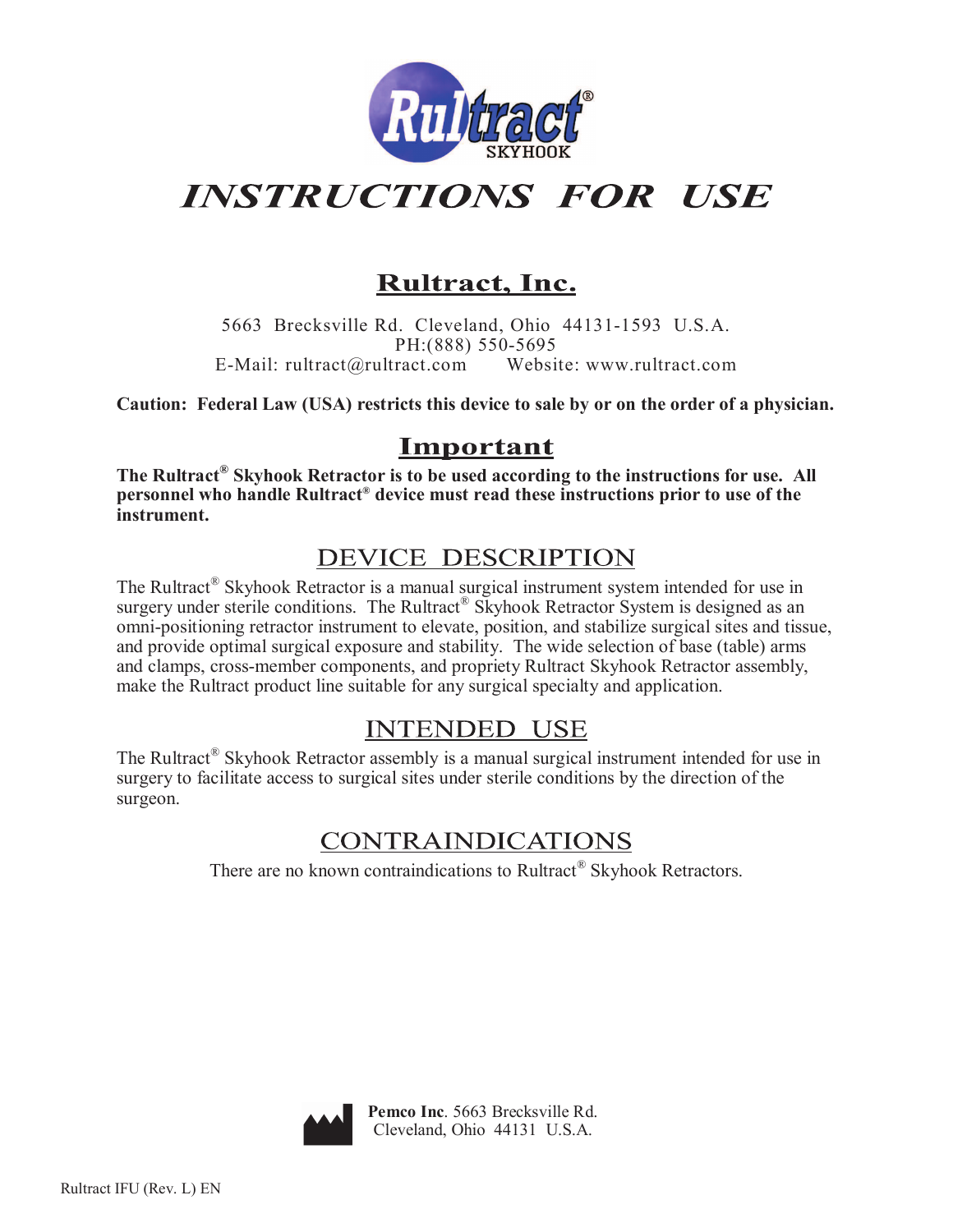Rultract® SKYHOOK

# INSTRUCTIONS FOR USE

## Rultract, Inc.

5663 Brecksville Rd. Cleveland, Ohio 44131-1593 U.S.A.
PH:(888) 550-5695
E-Mail: rultract@rultract.com  Website: www.rultract.com

**Caution: Federal Law (USA) restricts this device to sale by or on the order of a physician.**

## Important

**The Rultract® Skyhook Retractor is to be used according to the instructions for use. All personnel who handle Rultract® device must read these instructions prior to use of the instrument.**

## DEVICE DESCRIPTION

The Rultract® Skyhook Retractor is a manual surgical instrument system intended for use in surgery under sterile conditions. The Rultract® Skyhook Retractor System is designed as an omni-positioning retractor instrument to elevate, position, and stabilize surgical sites and tissue, and provide optimal surgical exposure and stability. The wide selection of base (table) arms and clamps, cross-member components, and propriety Rultract Skyhook Retractor assembly, make the Rultract product line suitable for any surgical specialty and application.

## INTENDED USE

The Rultract® Skyhook Retractor assembly is a manual surgical instrument intended for use in surgery to facilitate access to surgical sites under sterile conditions by the direction of the surgeon.

## CONTRAINDICATIONS

There are no known contraindications to Rultract® Skyhook Retractors.

**Pemco Inc**. 5663 Brecksville Rd.
Cleveland, Ohio 44131 U.S.A.

Rultract IFU (Rev. L) EN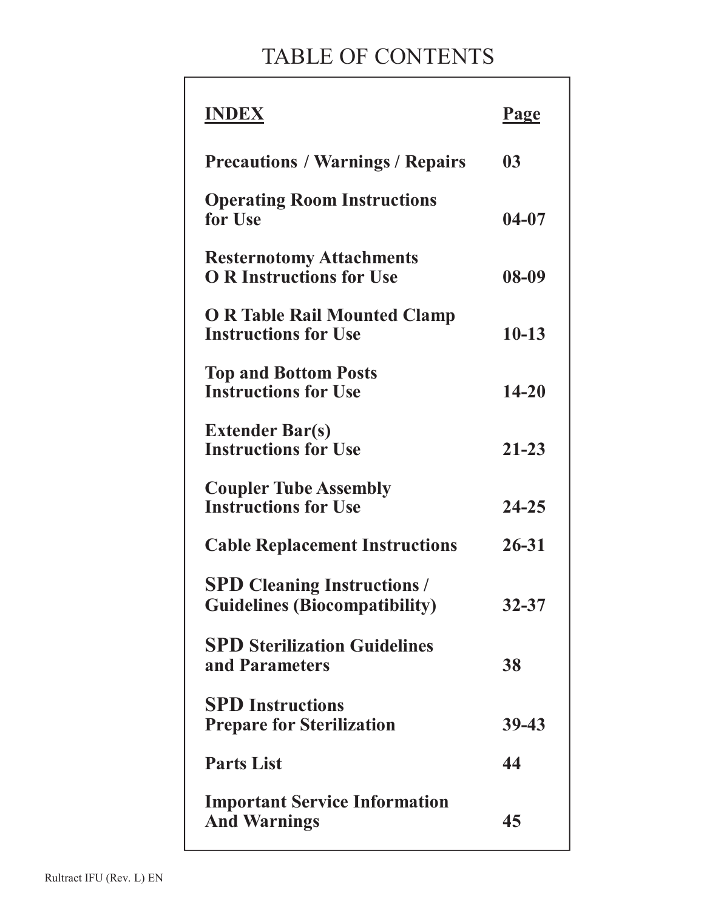# TABLE OF CONTENTS

| **INDEX** | **Page** |
|---|---|
| **Precautions / Warnings / Repairs** | **03** |
| **Operating Room Instructions for Use** | **04-07** |
| **Resternotomy Attachments O R Instructions for Use** | **08-09** |
| **O R Table Rail Mounted Clamp Instructions for Use** | **10-13** |
| **Top and Bottom Posts Instructions for Use** | **14-20** |
| **Extender Bar(s) Instructions for Use** | **21-23** |
| **Coupler Tube Assembly Instructions for Use** | **24-25** |
| **Cable Replacement Instructions** | **26-31** |
| **SPD Cleaning Instructions / Guidelines (Biocompatibility)** | **32-37** |
| **SPD Sterilization Guidelines and Parameters** | **38** |
| **SPD Instructions Prepare for Sterilization** | **39-43** |
| **Parts List** | **44** |
| **Important Service Information And Warnings** | **45** |

Rultract IFU (Rev. L) EN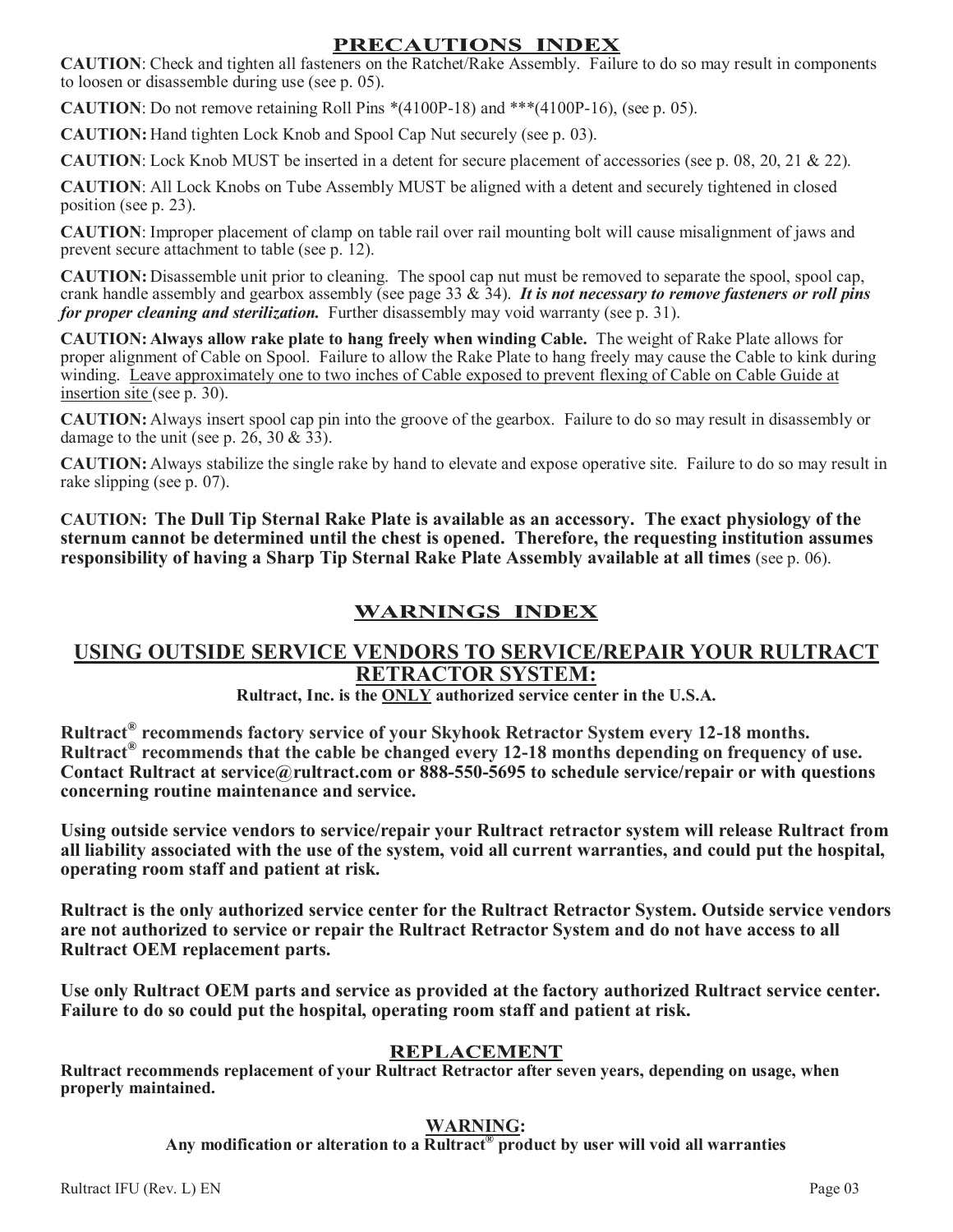# PRECAUTIONS INDEX

**CAUTION**: Check and tighten all fasteners on the Ratchet/Rake Assembly. Failure to do so may result in components to loosen or disassemble during use (see p. 05).

**CAUTION**: Do not remove retaining Roll Pins *(4100P-18) and ***(4100P-16), (see p. 05).

**CAUTION:** Hand tighten Lock Knob and Spool Cap Nut securely (see p. 03).

**CAUTION**: Lock Knob MUST be inserted in a detent for secure placement of accessories (see p. 08, 20, 21 & 22).

**CAUTION**: All Lock Knobs on Tube Assembly MUST be aligned with a detent and securely tightened in closed position (see p. 23).

**CAUTION**: Improper placement of clamp on table rail over rail mounting bolt will cause misalignment of jaws and prevent secure attachment to table (see p. 12).

**CAUTION:** Disassemble unit prior to cleaning. The spool cap nut must be removed to separate the spool, spool cap, crank handle assembly and gearbox assembly (see page 33 & 34). ***It is not necessary to remove fasteners or roll pins for proper cleaning and sterilization.*** Further disassembly may void warranty (see p. 31).

**CAUTION: Always allow rake plate to hang freely when winding Cable.** The weight of Rake Plate allows for proper alignment of Cable on Spool. Failure to allow the Rake Plate to hang freely may cause the Cable to kink during winding. <u>Leave approximately one to two inches of Cable exposed to prevent flexing of Cable on Cable Guide at insertion site</u> (see p. 30).

**CAUTION:** Always insert spool cap pin into the groove of the gearbox. Failure to do so may result in disassembly or damage to the unit (see p. 26, 30 & 33).

**CAUTION:** Always stabilize the single rake by hand to elevate and expose operative site. Failure to do so may result in rake slipping (see p. 07).

**CAUTION: The Dull Tip Sternal Rake Plate is available as an accessory. The exact physiology of the sternum cannot be determined until the chest is opened. Therefore, the requesting institution assumes responsibility of having a Sharp Tip Sternal Rake Plate Assembly available at all times** (see p. 06).

# WARNINGS INDEX

## USING OUTSIDE SERVICE VENDORS TO SERVICE/REPAIR YOUR RULTRACT RETRACTOR SYSTEM:

**Rultract, Inc. is the <u>ONLY</u> authorized service center in the U.S.A.**

**Rultract® recommends factory service of your Skyhook Retractor System every 12-18 months. Rultract® recommends that the cable be changed every 12-18 months depending on frequency of use. Contact Rultract at service@rultract.com or 888-550-5695 to schedule service/repair or with questions concerning routine maintenance and service.**

**Using outside service vendors to service/repair your Rultract retractor system will release Rultract from all liability associated with the use of the system, void all current warranties, and could put the hospital, operating room staff and patient at risk.**

**Rultract is the only authorized service center for the Rultract Retractor System. Outside service vendors are not authorized to service or repair the Rultract Retractor System and do not have access to all Rultract OEM replacement parts.**

**Use only Rultract OEM parts and service as provided at the factory authorized Rultract service center. Failure to do so could put the hospital, operating room staff and patient at risk.**

## REPLACEMENT

**Rultract recommends replacement of your Rultract Retractor after seven years, depending on usage, when properly maintained.**

## WARNING:

**Any modification or alteration to a Rultract® product by user will void all warranties**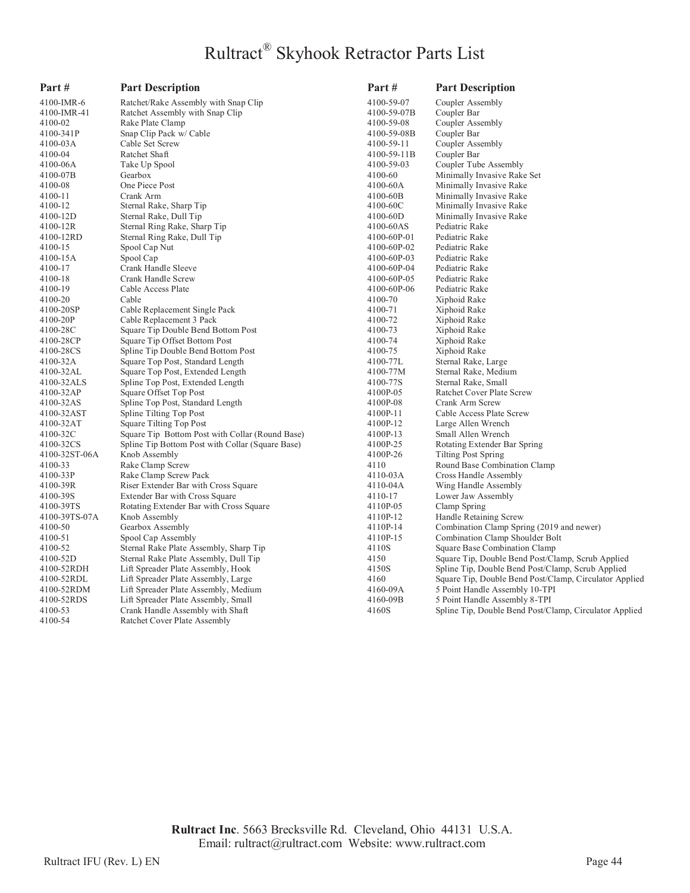# Rultract® Skyhook Retractor Parts List

| Part # | Part Description |
|---|---|
| 4100-IMR-6 | Ratchet/Rake Assembly with Snap Clip |
| 4100-IMR-41 | Ratchet Assembly with Snap Clip |
| 4100-02 | Rake Plate Clamp |
| 4100-341P | Snap Clip Pack w/ Cable |
| 4100-03A | Cable Set Screw |
| 4100-04 | Ratchet Shaft |
| 4100-06A | Take Up Spool |
| 4100-07B | Gearbox |
| 4100-08 | One Piece Post |
| 4100-11 | Crank Arm |
| 4100-12 | Sternal Rake, Sharp Tip |
| 4100-12D | Sternal Rake, Dull Tip |
| 4100-12R | Sternal Ring Rake, Sharp Tip |
| 4100-12RD | Sternal Ring Rake, Dull Tip |
| 4100-15 | Spool Cap Nut |
| 4100-15A | Spool Cap |
| 4100-17 | Crank Handle Sleeve |
| 4100-18 | Crank Handle Screw |
| 4100-19 | Cable Access Plate |
| 4100-20 | Cable |
| 4100-20SP | Cable Replacement Single Pack |
| 4100-20P | Cable Replacement 3 Pack |
| 4100-28C | Square Tip Double Bend Bottom Post |
| 4100-28CP | Square Tip Offset Bottom Post |
| 4100-28CS | Spline Tip Double Bend Bottom Post |
| 4100-32A | Square Top Post, Standard Length |
| 4100-32AL | Square Top Post, Extended Length |
| 4100-32ALS | Spline Top Post, Extended Length |
| 4100-32AP | Square Offset Top Post |
| 4100-32AS | Spline Top Post, Standard Length |
| 4100-32AST | Spline Tilting Top Post |
| 4100-32AT | Square Tilting Top Post |
| 4100-32C | Square Tip Bottom Post with Collar (Round Base) |
| 4100-32CS | Spline Tip Bottom Post with Collar (Square Base) |
| 4100-32ST-06A | Knob Assembly |
| 4100-33 | Rake Clamp Screw |
| 4100-33P | Rake Clamp Screw Pack |
| 4100-39R | Riser Extender Bar with Cross Square |
| 4100-39S | Extender Bar with Cross Square |
| 4100-39TS | Rotating Extender Bar with Cross Square |
| 4100-39TS-07A | Knob Assembly |
| 4100-50 | Gearbox Assembly |
| 4100-51 | Spool Cap Assembly |
| 4100-52 | Sternal Rake Plate Assembly, Sharp Tip |
| 4100-52D | Sternal Rake Plate Assembly, Dull Tip |
| 4100-52RDH | Lift Spreader Plate Assembly, Hook |
| 4100-52RDL | Lift Spreader Plate Assembly, Large |
| 4100-52RDM | Lift Spreader Plate Assembly, Medium |
| 4100-52RDS | Lift Spreader Plate Assembly, Small |
| 4100-53 | Crank Handle Assembly with Shaft |
| 4100-54 | Ratchet Cover Plate Assembly |
| 4100-59-07 | Coupler Assembly |
| 4100-59-07B | Coupler Bar |
| 4100-59-08 | Coupler Assembly |
| 4100-59-08B | Coupler Bar |
| 4100-59-11 | Coupler Assembly |
| 4100-59-11B | Coupler Bar |
| 4100-59-03 | Coupler Tube Assembly |
| 4100-60 | Minimally Invasive Rake Set |
| 4100-60A | Minimally Invasive Rake |
| 4100-60B | Minimally Invasive Rake |
| 4100-60C | Minimally Invasive Rake |
| 4100-60D | Minimally Invasive Rake |
| 4100-60AS | Pediatric Rake |
| 4100-60P-01 | Pediatric Rake |
| 4100-60P-02 | Pediatric Rake |
| 4100-60P-03 | Pediatric Rake |
| 4100-60P-04 | Pediatric Rake |
| 4100-60P-05 | Pediatric Rake |
| 4100-60P-06 | Pediatric Rake |
| 4100-70 | Xiphoid Rake |
| 4100-71 | Xiphoid Rake |
| 4100-72 | Xiphoid Rake |
| 4100-73 | Xiphoid Rake |
| 4100-74 | Xiphoid Rake |
| 4100-75 | Xiphoid Rake |
| 4100-77L | Sternal Rake, Large |
| 4100-77M | Sternal Rake, Medium |
| 4100-77S | Sternal Rake, Small |
| 4100P-05 | Ratchet Cover Plate Screw |
| 4100P-08 | Crank Arm Screw |
| 4100P-11 | Cable Access Plate Screw |
| 4100P-12 | Large Allen Wrench |
| 4100P-13 | Small Allen Wrench |
| 4100P-25 | Rotating Extender Bar Spring |
| 4100P-26 | Tilting Post Spring |
| 4110 | Round Base Combination Clamp |
| 4110-03A | Cross Handle Assembly |
| 4110-04A | Wing Handle Assembly |
| 4110-17 | Lower Jaw Assembly |
| 4110P-05 | Clamp Spring |
| 4110P-12 | Handle Retaining Screw |
| 4110P-14 | Combination Clamp Spring (2019 and newer) |
| 4110P-15 | Combination Clamp Shoulder Bolt |
| 4110S | Square Base Combination Clamp |
| 4150 | Square Tip, Double Bend Post/Clamp, Scrub Applied |
| 4150S | Spline Tip, Double Bend Post/Clamp, Scrub Applied |
| 4160 | Square Tip, Double Bend Post/Clamp, Circulator Applied |
| 4160-09A | 5 Point Handle Assembly 10-TPI |
| 4160-09B | 5 Point Handle Assembly 8-TPI |
| 4160S | Spline Tip, Double Bend Post/Clamp, Circulator Applied |

**Rultract Inc**. 5663 Brecksville Rd. Cleveland, Ohio 44131 U.S.A.
Email: rultract@rultract.com Website: www.rultract.com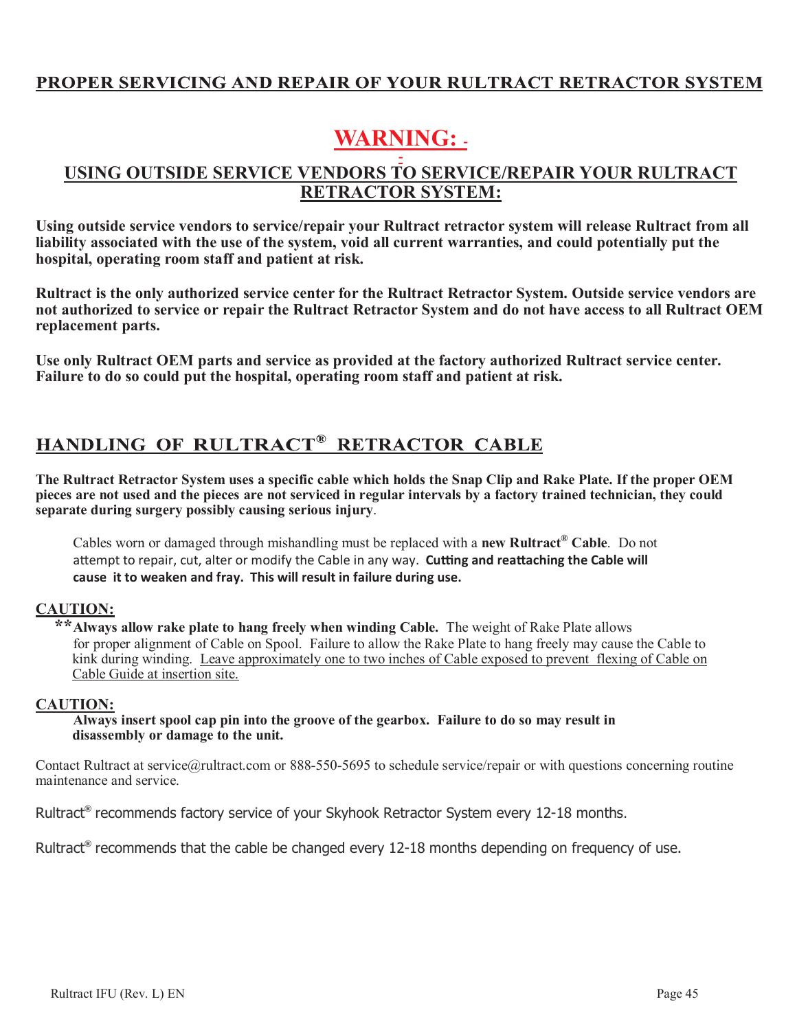## PROPER SERVICING AND REPAIR OF YOUR RULTRACT RETRACTOR SYSTEM

# WARNING:

### USING OUTSIDE SERVICE VENDORS TO SERVICE/REPAIR YOUR RULTRACT RETRACTOR SYSTEM:

**Using outside service vendors to service/repair your Rultract retractor system will release Rultract from all liability associated with the use of the system, void all current warranties, and could potentially put the hospital, operating room staff and patient at risk.**

**Rultract is the only authorized service center for the Rultract Retractor System. Outside service vendors are not authorized to service or repair the Rultract Retractor System and do not have access to all Rultract OEM replacement parts.**

**Use only Rultract OEM parts and service as provided at the factory authorized Rultract service center. Failure to do so could put the hospital, operating room staff and patient at risk.**

## HANDLING OF RULTRACT® RETRACTOR CABLE

**The Rultract Retractor System uses a specific cable which holds the Snap Clip and Rake Plate. If the proper OEM pieces are not used and the pieces are not serviced in regular intervals by a factory trained technician, they could separate during surgery possibly causing serious injury**.

Cables worn or damaged through mishandling must be replaced with a **new Rultract® Cable**. Do not attempt to repair, cut, alter or modify the Cable in any way. **Cutting and reattaching the Cable will cause it to weaken and fray. This will result in failure during use.**

**CAUTION:**

**\*\*Always allow rake plate to hang freely when winding Cable.** The weight of Rake Plate allows for proper alignment of Cable on Spool. Failure to allow the Rake Plate to hang freely may cause the Cable to kink during winding. Leave approximately one to two inches of Cable exposed to prevent flexing of Cable on Cable Guide at insertion site.

**CAUTION:**

**Always insert spool cap pin into the groove of the gearbox. Failure to do so may result in disassembly or damage to the unit.**

Contact Rultract at service@rultract.com or 888-550-5695 to schedule service/repair or with questions concerning routine maintenance and service.

Rultract® recommends factory service of your Skyhook Retractor System every 12-18 months.

Rultract® recommends that the cable be changed every 12-18 months depending on frequency of use.